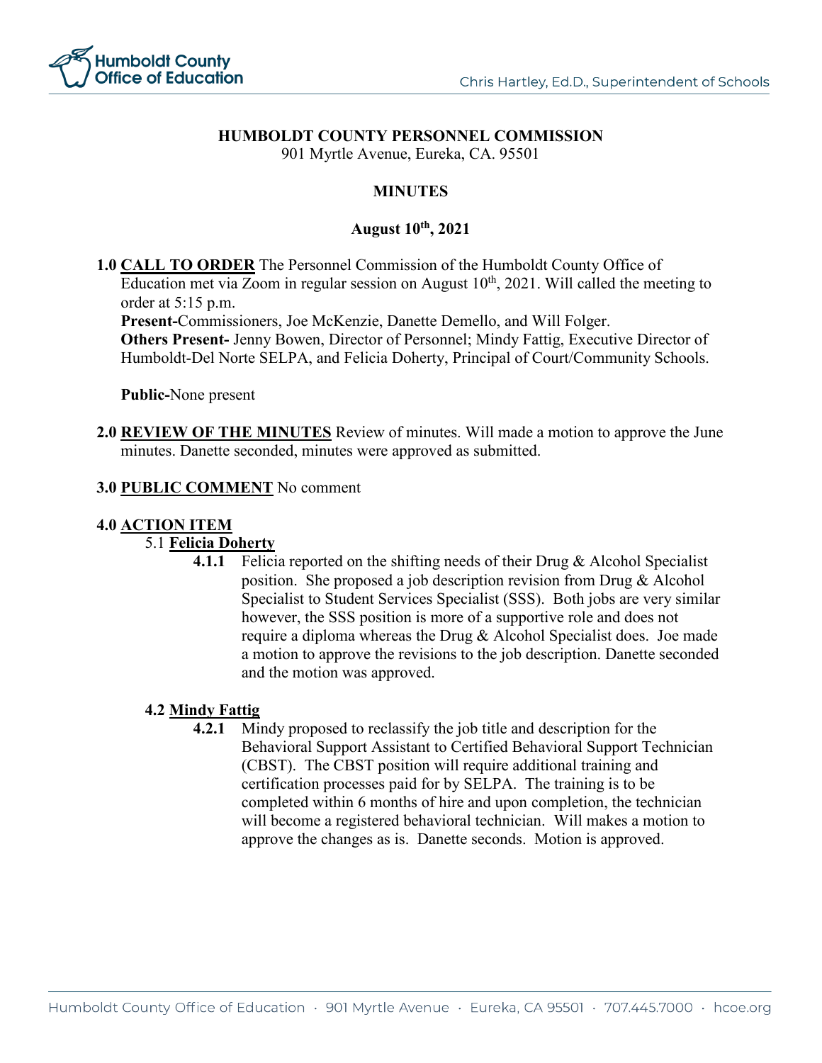**HUMBOLDT COUNTY PERSONNEL COMMISSION**
901 Myrtle Avenue, Eureka, CA. 95501

**MINUTES**

**August 10th, 2021**

**1.0 CALL TO ORDER** The Personnel Commission of the Humboldt County Office of Education met via Zoom in regular session on August 10th, 2021. Will called the meeting to order at 5:15 p.m.
**Present-**Commissioners, Joe McKenzie, Danette Demello, and Will Folger.
**Others Present-** Jenny Bowen, Director of Personnel; Mindy Fattig, Executive Director of Humboldt-Del Norte SELPA, and Felicia Doherty, Principal of Court/Community Schools.

**Public-**None present

**2.0 REVIEW OF THE MINUTES** Review of minutes. Will made a motion to approve the June minutes. Danette seconded, minutes were approved as submitted.

**3.0 PUBLIC COMMENT** No comment

**4.0 ACTION ITEM**

5.1 **Felicia Doherty**

**4.1.1** Felicia reported on the shifting needs of their Drug & Alcohol Specialist position. She proposed a job description revision from Drug & Alcohol Specialist to Student Services Specialist (SSS). Both jobs are very similar however, the SSS position is more of a supportive role and does not require a diploma whereas the Drug & Alcohol Specialist does. Joe made a motion to approve the revisions to the job description. Danette seconded and the motion was approved.

**4.2 Mindy Fattig**

**4.2.1** Mindy proposed to reclassify the job title and description for the Behavioral Support Assistant to Certified Behavioral Support Technician (CBST). The CBST position will require additional training and certification processes paid for by SELPA. The training is to be completed within 6 months of hire and upon completion, the technician will become a registered behavioral technician. Will makes a motion to approve the changes as is. Danette seconds. Motion is approved.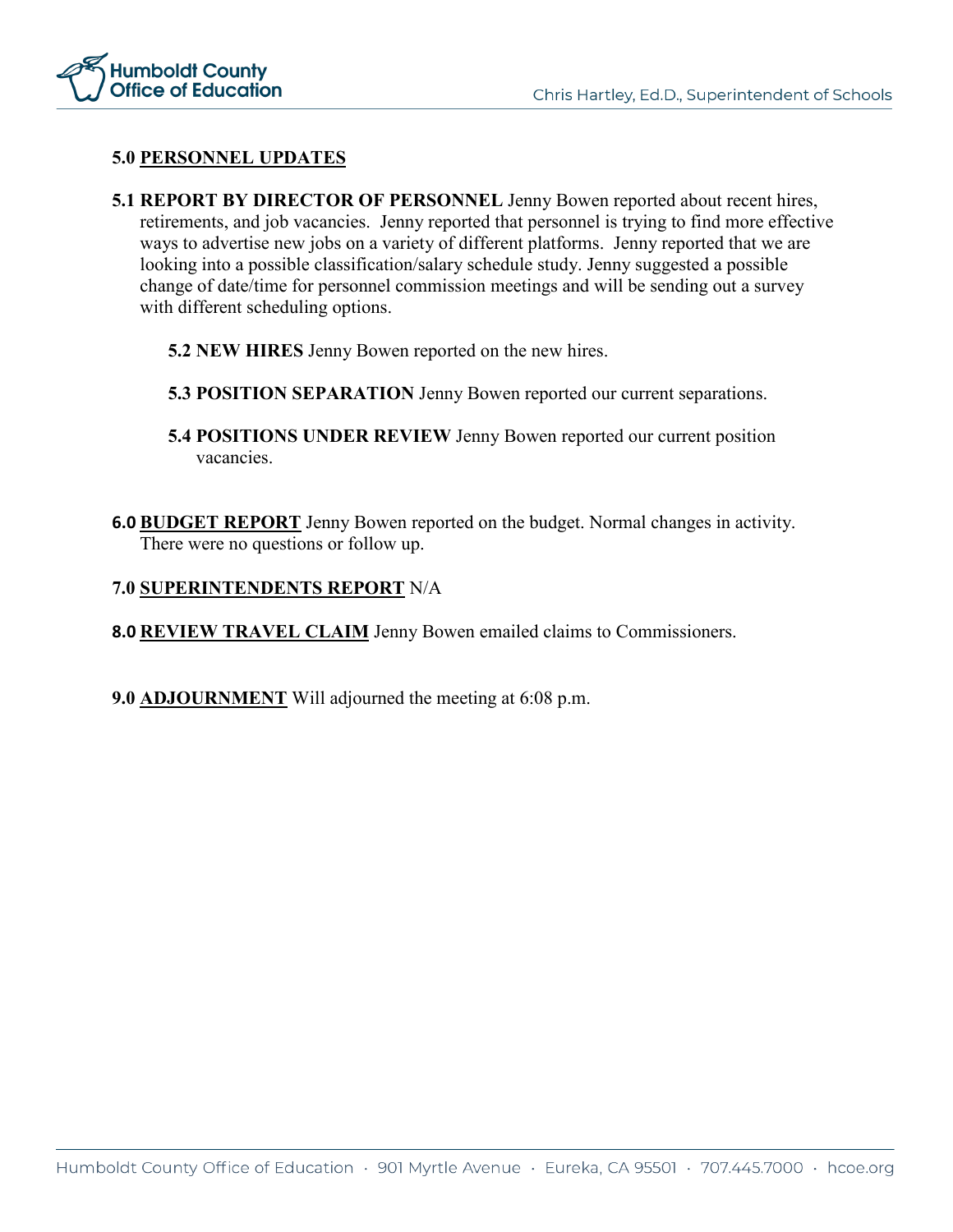**5.0 <u>PERSONNEL UPDATES</u>**

**5.1 REPORT BY DIRECTOR OF PERSONNEL** Jenny Bowen reported about recent hires, retirements, and job vacancies. Jenny reported that personnel is trying to find more effective ways to advertise new jobs on a variety of different platforms. Jenny reported that we are looking into a possible classification/salary schedule study. Jenny suggested a possible change of date/time for personnel commission meetings and will be sending out a survey with different scheduling options.

**5.2 NEW HIRES** Jenny Bowen reported on the new hires.

**5.3 POSITION SEPARATION** Jenny Bowen reported our current separations.

**5.4 POSITIONS UNDER REVIEW** Jenny Bowen reported our current position vacancies.

**6.0 <u>BUDGET REPORT</u>** Jenny Bowen reported on the budget. Normal changes in activity. There were no questions or follow up.

**7.0 <u>SUPERINTENDENTS REPORT</u>** N/A

**8.0 <u>REVIEW TRAVEL CLAIM</u>** Jenny Bowen emailed claims to Commissioners.

**9.0 <u>ADJOURNMENT</u>** Will adjourned the meeting at 6:08 p.m.